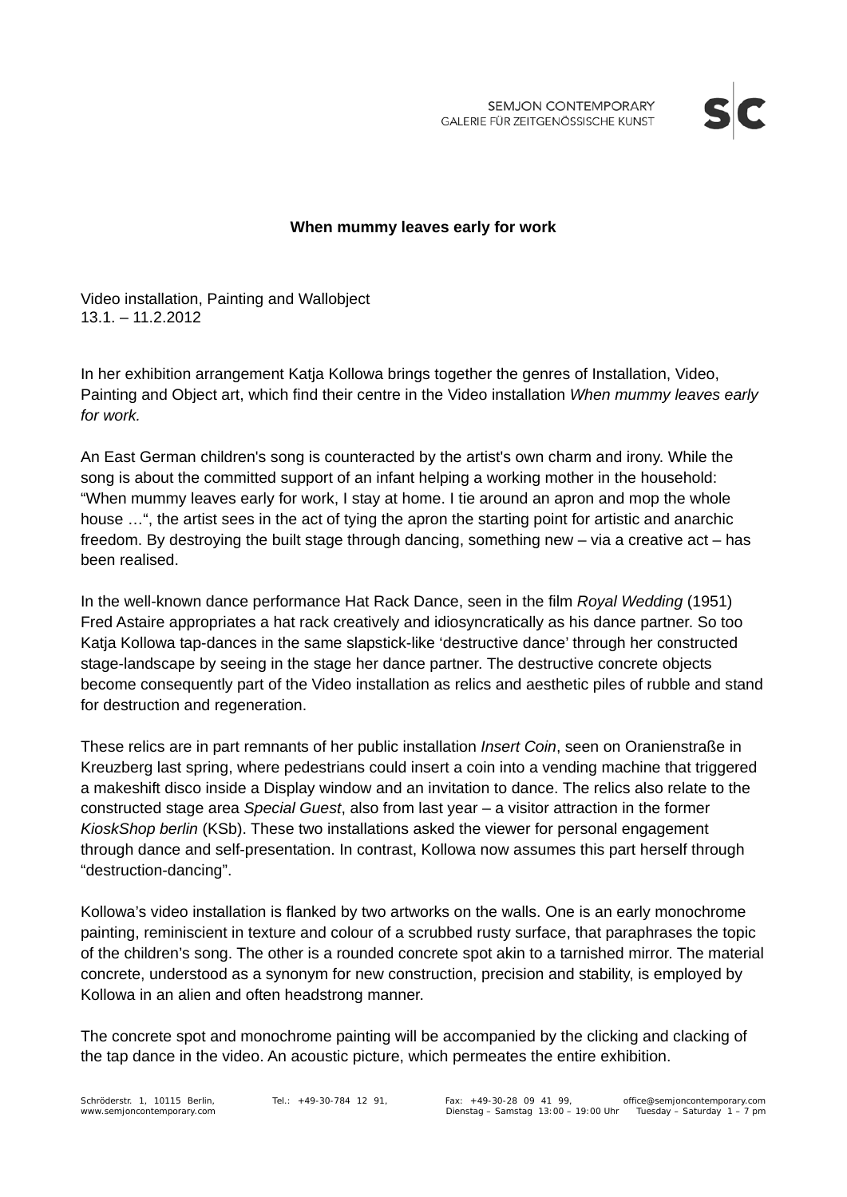SEMJON CONTEMPORARY
GALERIE FÜR ZEITGENÖSSISCHE KUNST

**When mummy leaves early for work**

Video installation, Painting and Wallobject
13.1. – 11.2.2012

In her exhibition arrangement Katja Kollowa brings together the genres of Installation, Video, Painting and Object art, which find their centre in the Video installation *When mummy leaves early for work.*

An East German children's song is counteracted by the artist's own charm and irony. While the song is about the committed support of an infant helping a working mother in the household: "When mummy leaves early for work, I stay at home. I tie around an apron and mop the whole house …", the artist sees in the act of tying the apron the starting point for artistic and anarchic freedom. By destroying the built stage through dancing, something new – via a creative act – has been realised.

In the well-known dance performance Hat Rack Dance, seen in the film *Royal Wedding* (1951) Fred Astaire appropriates a hat rack creatively and idiosyncratically as his dance partner. So too Katja Kollowa tap-dances in the same slapstick-like 'destructive dance' through her constructed stage-landscape by seeing in the stage her dance partner. The destructive concrete objects become consequently part of the Video installation as relics and aesthetic piles of rubble and stand for destruction and regeneration.

These relics are in part remnants of her public installation *Insert Coin*, seen on Oranienstraße in Kreuzberg last spring, where pedestrians could insert a coin into a vending machine that triggered a makeshift disco inside a Display window and an invitation to dance. The relics also relate to the constructed stage area *Special Guest*, also from last year – a visitor attraction in the former *KioskShop berlin* (KSb). These two installations asked the viewer for personal engagement through dance and self-presentation. In contrast, Kollowa now assumes this part herself through "destruction-dancing".

Kollowa's video installation is flanked by two artworks on the walls. One is an early monochrome painting, reminiscient in texture and colour of a scrubbed rusty surface, that paraphrases the topic of the children's song. The other is a rounded concrete spot akin to a tarnished mirror. The material concrete, understood as a synonym for new construction, precision and stability, is employed by Kollowa in an alien and often headstrong manner.

The concrete spot and monochrome painting will be accompanied by the clicking and clacking of the tap dance in the video. An acoustic picture, which permeates the entire exhibition.

Schröderstr. 1, 10115 Berlin, Tel.: +49-30-784 12 91, Fax: +49-30-28 09 41 99, office@semjoncontemporary.com
www.semjoncontemporary.com Dienstag – Samstag 13:00 – 19:00 Uhr Tuesday – Saturday 1 – 7 pm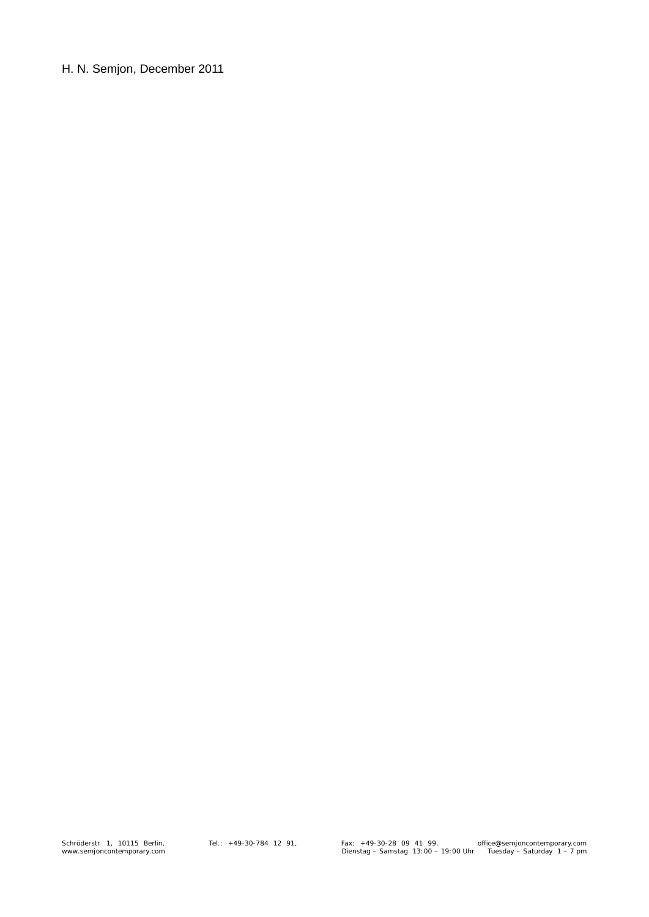H. N. Semjon, December 2011